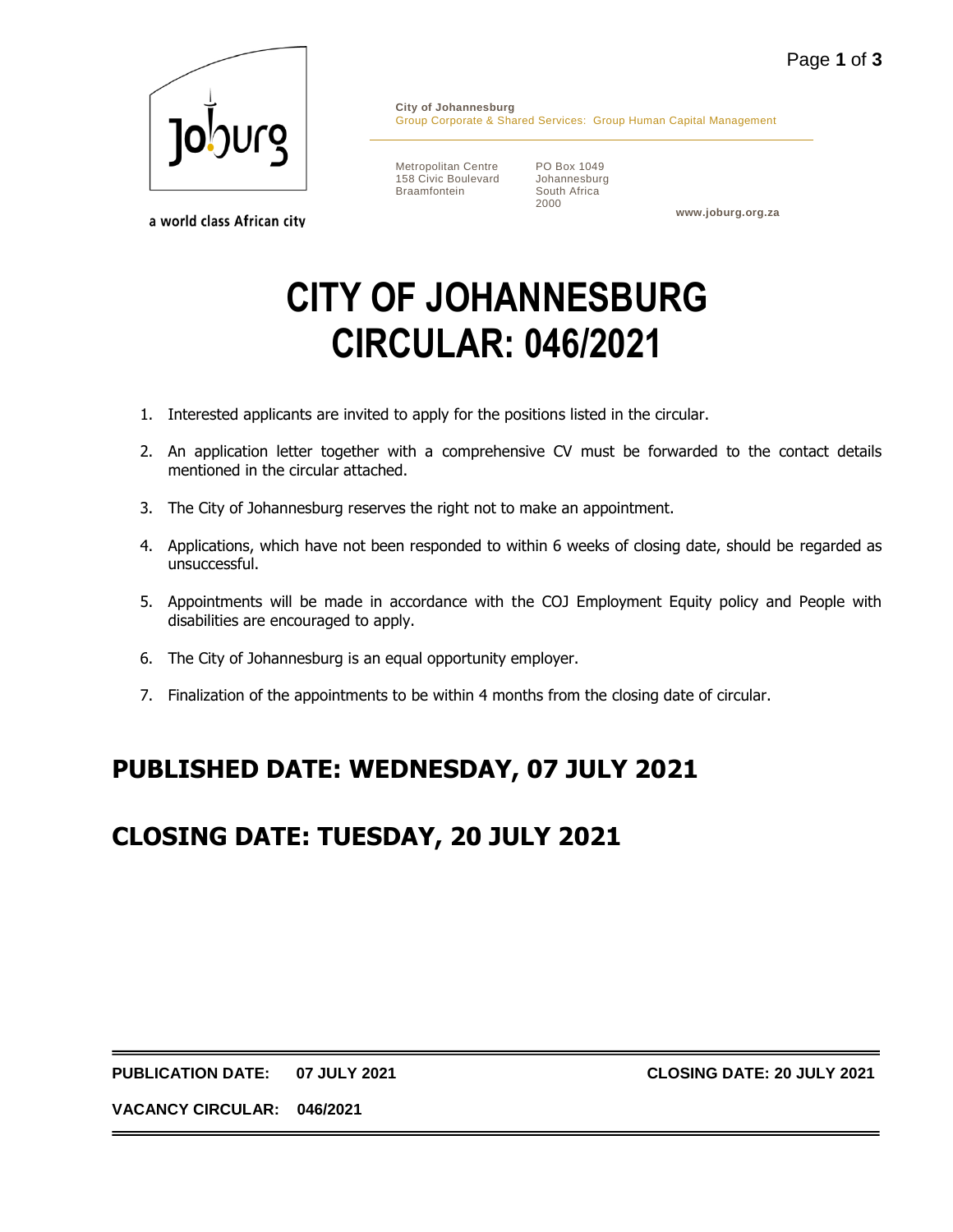a world class African city

**City of Johannesburg**
Group Corporate & Shared Services: Group Human Capital Management

Metropolitan Centre
158 Civic Boulevard
Braamfontein

PO Box 1049
Johannesburg
South Africa
2000

**www.joburg.org.za**

# CITY OF JOHANNESBURG
# CIRCULAR: 046/2021

1. Interested applicants are invited to apply for the positions listed in the circular.
2. An application letter together with a comprehensive CV must be forwarded to the contact details mentioned in the circular attached.
3. The City of Johannesburg reserves the right not to make an appointment.
4. Applications, which have not been responded to within 6 weeks of closing date, should be regarded as unsuccessful.
5. Appointments will be made in accordance with the COJ Employment Equity policy and People with disabilities are encouraged to apply.
6. The City of Johannesburg is an equal opportunity employer.
7. Finalization of the appointments to be within 4 months from the closing date of circular.

## PUBLISHED DATE: WEDNESDAY, 07 JULY 2021

## CLOSING DATE: TUESDAY, 20 JULY 2021

**PUBLICATION DATE: 07 JULY 2021** **CLOSING DATE: 20 JULY 2021**

**VACANCY CIRCULAR: 046/2021**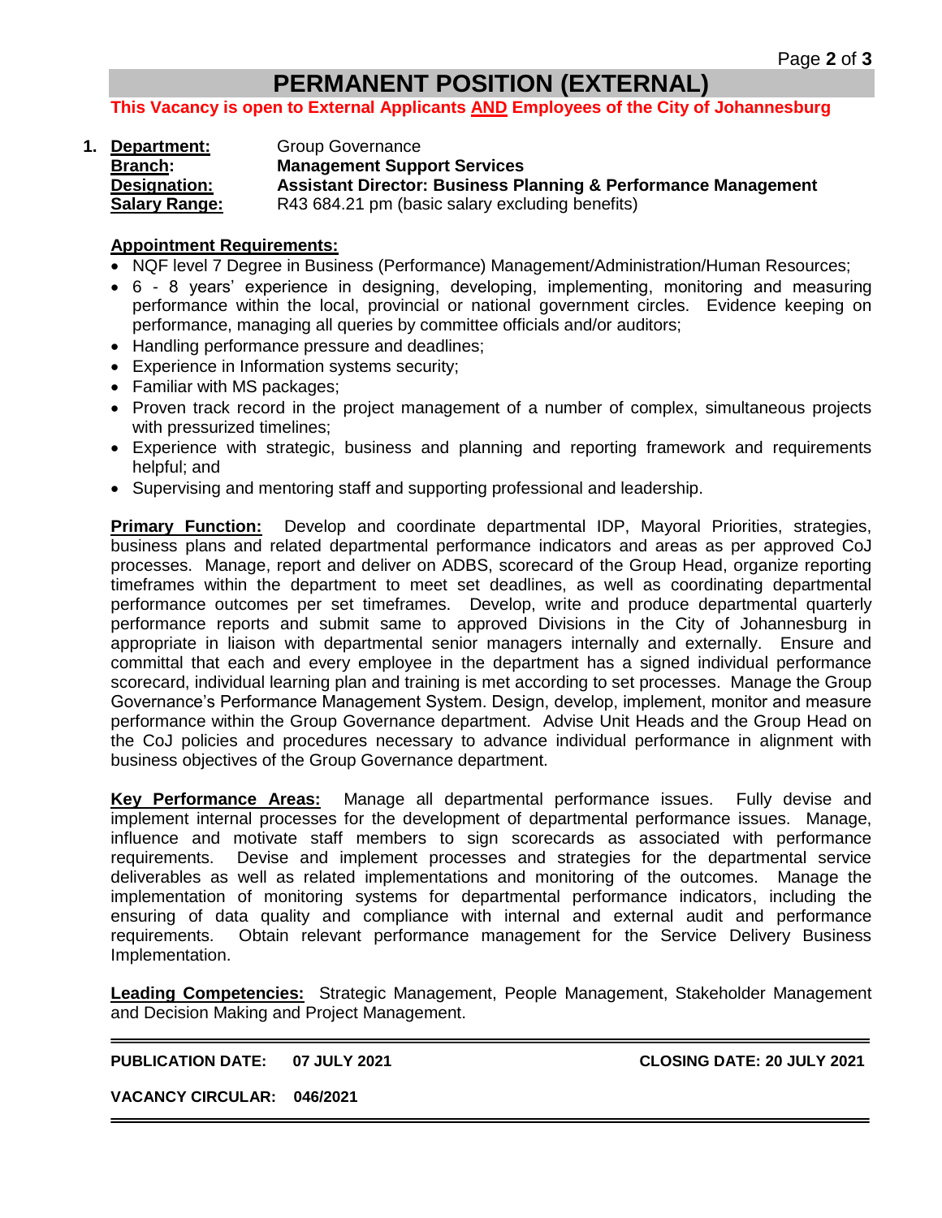# PERMANENT POSITION (EXTERNAL)

**This Vacancy is open to External Applicants AND Employees of the City of Johannesburg**

1. **Department:** Group Governance
   **Branch:** **Management Support Services**
   **Designation:** **Assistant Director: Business Planning & Performance Management**
   **Salary Range:** R43 684.21 pm (basic salary excluding benefits)

   **Appointment Requirements:**

   - NQF level 7 Degree in Business (Performance) Management/Administration/Human Resources;
   - 6 - 8 years' experience in designing, developing, implementing, monitoring and measuring performance within the local, provincial or national government circles. Evidence keeping on performance, managing all queries by committee officials and/or auditors;
   - Handling performance pressure and deadlines;
   - Experience in Information systems security;
   - Familiar with MS packages;
   - Proven track record in the project management of a number of complex, simultaneous projects with pressurized timelines;
   - Experience with strategic, business and planning and reporting framework and requirements helpful; and
   - Supervising and mentoring staff and supporting professional and leadership.

   **Primary Function:** Develop and coordinate departmental IDP, Mayoral Priorities, strategies, business plans and related departmental performance indicators and areas as per approved CoJ processes. Manage, report and deliver on ADBS, scorecard of the Group Head, organize reporting timeframes within the department to meet set deadlines, as well as coordinating departmental performance outcomes per set timeframes. Develop, write and produce departmental quarterly performance reports and submit same to approved Divisions in the City of Johannesburg in appropriate in liaison with departmental senior managers internally and externally. Ensure and committal that each and every employee in the department has a signed individual performance scorecard, individual learning plan and training is met according to set processes. Manage the Group Governance's Performance Management System. Design, develop, implement, monitor and measure performance within the Group Governance department. Advise Unit Heads and the Group Head on the CoJ policies and procedures necessary to advance individual performance in alignment with business objectives of the Group Governance department.

   **Key Performance Areas:** Manage all departmental performance issues. Fully devise and implement internal processes for the development of departmental performance issues. Manage, influence and motivate staff members to sign scorecards as associated with performance requirements. Devise and implement processes and strategies for the departmental service deliverables as well as related implementations and monitoring of the outcomes. Manage the implementation of monitoring systems for departmental performance indicators, including the ensuring of data quality and compliance with internal and external audit and performance requirements. Obtain relevant performance management for the Service Delivery Business Implementation.

   **Leading Competencies:** Strategic Management, People Management, Stakeholder Management and Decision Making and Project Management.

---

**PUBLICATION DATE: 07 JULY 2021** **CLOSING DATE: 20 JULY 2021**

**VACANCY CIRCULAR: 046/2021**

---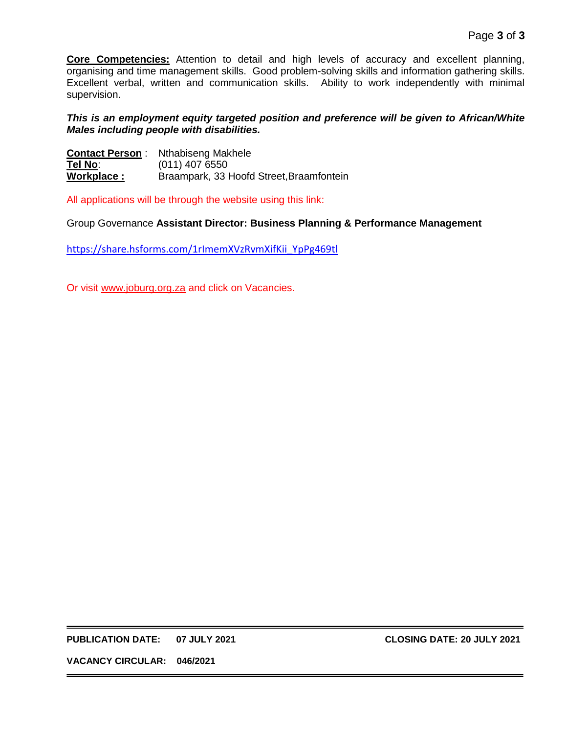**Core Competencies:** Attention to detail and high levels of accuracy and excellent planning, organising and time management skills. Good problem-solving skills and information gathering skills. Excellent verbal, written and communication skills. Ability to work independently with minimal supervision.

***This is an employment equity targeted position and preference will be given to African/White Males including people with disabilities.***

**Contact Person** : Nthabiseng Makhele
**Tel No**: (011) 407 6550
**Workplace :** Braampark, 33 Hoofd Street,Braamfontein

All applications will be through the website using this link:

Group Governance **Assistant Director: Business Planning & Performance Management**

https://share.hsforms.com/1rImemXVzRvmXifKii_YpPg469tl

Or visit www.joburg.org.za and click on Vacancies.

**PUBLICATION DATE: 07 JULY 2021** **CLOSING DATE: 20 JULY 2021**

**VACANCY CIRCULAR: 046/2021**